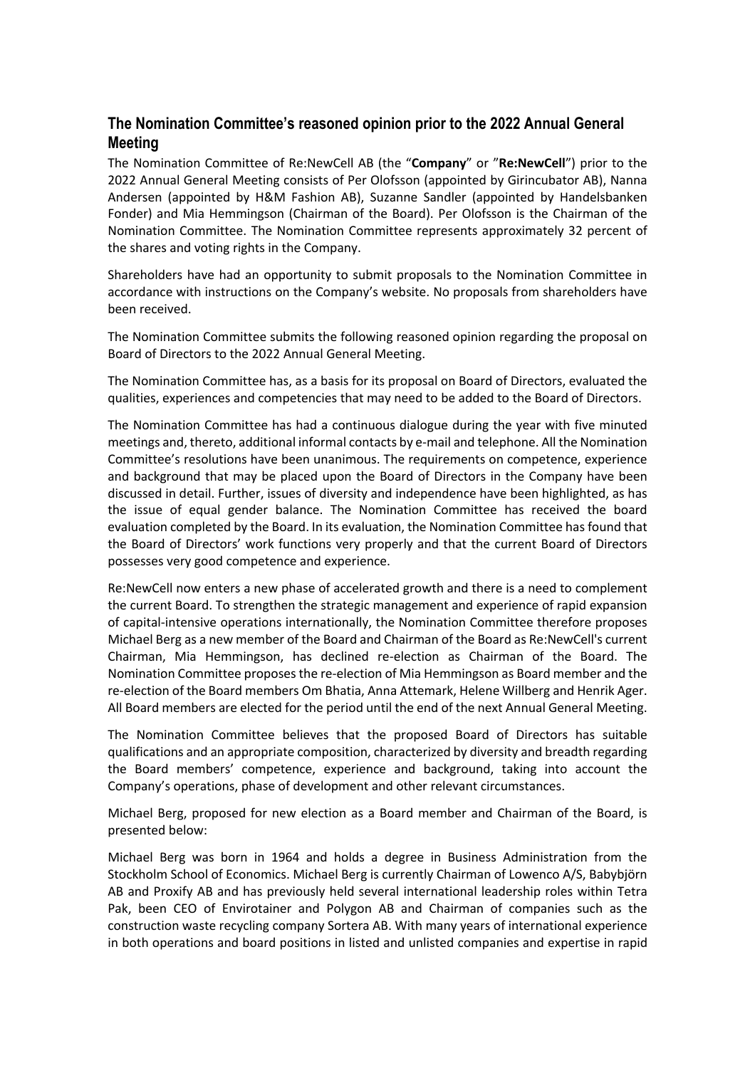## The Nomination Committee's reasoned opinion prior to the 2022 Annual General Meeting

The Nomination Committee of Re:NewCell AB (the "**Company**" or "**Re:NewCell**") prior to the 2022 Annual General Meeting consists of Per Olofsson (appointed by Girincubator AB), Nanna Andersen (appointed by H&M Fashion AB), Suzanne Sandler (appointed by Handelsbanken Fonder) and Mia Hemmingson (Chairman of the Board). Per Olofsson is the Chairman of the Nomination Committee. The Nomination Committee represents approximately 32 percent of the shares and voting rights in the Company.

Shareholders have had an opportunity to submit proposals to the Nomination Committee in accordance with instructions on the Company's website. No proposals from shareholders have been received.

The Nomination Committee submits the following reasoned opinion regarding the proposal on Board of Directors to the 2022 Annual General Meeting.

The Nomination Committee has, as a basis for its proposal on Board of Directors, evaluated the qualities, experiences and competencies that may need to be added to the Board of Directors.

The Nomination Committee has had a continuous dialogue during the year with five minuted meetings and, thereto, additional informal contacts by e-mail and telephone. All the Nomination Committee's resolutions have been unanimous. The requirements on competence, experience and background that may be placed upon the Board of Directors in the Company have been discussed in detail. Further, issues of diversity and independence have been highlighted, as has the issue of equal gender balance. The Nomination Committee has received the board evaluation completed by the Board. In its evaluation, the Nomination Committee has found that the Board of Directors' work functions very properly and that the current Board of Directors possesses very good competence and experience.

Re:NewCell now enters a new phase of accelerated growth and there is a need to complement the current Board. To strengthen the strategic management and experience of rapid expansion of capital-intensive operations internationally, the Nomination Committee therefore proposes Michael Berg as a new member of the Board and Chairman of the Board as Re:NewCell's current Chairman, Mia Hemmingson, has declined re-election as Chairman of the Board. The Nomination Committee proposes the re-election of Mia Hemmingson as Board member and the re-election of the Board members Om Bhatia, Anna Attemark, Helene Willberg and Henrik Ager. All Board members are elected for the period until the end of the next Annual General Meeting.

The Nomination Committee believes that the proposed Board of Directors has suitable qualifications and an appropriate composition, characterized by diversity and breadth regarding the Board members' competence, experience and background, taking into account the Company's operations, phase of development and other relevant circumstances.

Michael Berg, proposed for new election as a Board member and Chairman of the Board, is presented below:

Michael Berg was born in 1964 and holds a degree in Business Administration from the Stockholm School of Economics. Michael Berg is currently Chairman of Lowenco A/S, Babybjörn AB and Proxify AB and has previously held several international leadership roles within Tetra Pak, been CEO of Envirotainer and Polygon AB and Chairman of companies such as the construction waste recycling company Sortera AB. With many years of international experience in both operations and board positions in listed and unlisted companies and expertise in rapid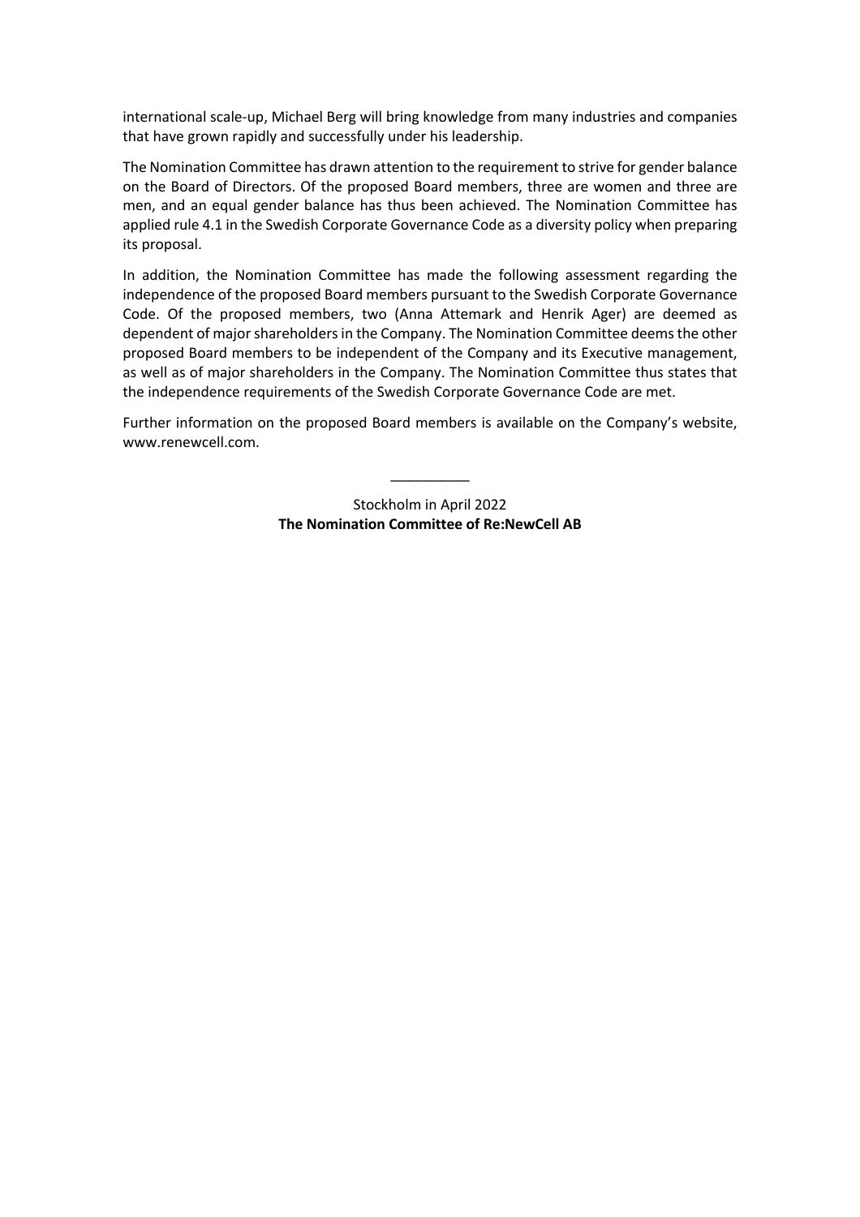international scale-up, Michael Berg will bring knowledge from many industries and companies that have grown rapidly and successfully under his leadership.

The Nomination Committee has drawn attention to the requirement to strive for gender balance on the Board of Directors. Of the proposed Board members, three are women and three are men, and an equal gender balance has thus been achieved. The Nomination Committee has applied rule 4.1 in the Swedish Corporate Governance Code as a diversity policy when preparing its proposal.

In addition, the Nomination Committee has made the following assessment regarding the independence of the proposed Board members pursuant to the Swedish Corporate Governance Code. Of the proposed members, two (Anna Attemark and Henrik Ager) are deemed as dependent of major shareholders in the Company. The Nomination Committee deems the other proposed Board members to be independent of the Company and its Executive management, as well as of major shareholders in the Company. The Nomination Committee thus states that the independence requirements of the Swedish Corporate Governance Code are met.

Further information on the proposed Board members is available on the Company's website, www.renewcell.com.

__________

Stockholm in April 2022

**The Nomination Committee of Re:NewCell AB**